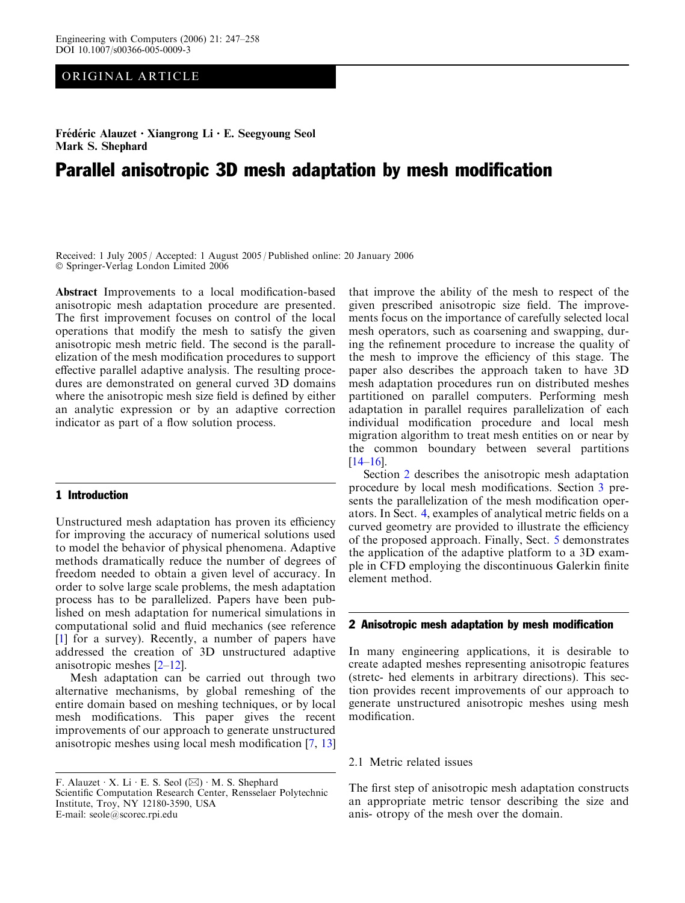ORIGINAL ARTICLE

Frédéric Alauzet · Xiangrong Li · E. Seegyoung Seol
Mark S. Shephard

# Parallel anisotropic 3D mesh adaptation by mesh modification

Received: 1 July 2005 / Accepted: 1 August 2005 / Published online: 20 January 2006
© Springer-Verlag London Limited 2006

**Abstract** Improvements to a local modification-based anisotropic mesh adaptation procedure are presented. The first improvement focuses on control of the local operations that modify the mesh to satisfy the given anisotropic mesh metric field. The second is the parallelization of the mesh modification procedures to support effective parallel adaptive analysis. The resulting procedures are demonstrated on general curved 3D domains where the anisotropic mesh size field is defined by either an analytic expression or by an adaptive correction indicator as part of a flow solution process.

## 1 Introduction

Unstructured mesh adaptation has proven its efficiency for improving the accuracy of numerical solutions used to model the behavior of physical phenomena. Adaptive methods dramatically reduce the number of degrees of freedom needed to obtain a given level of accuracy. In order to solve large scale problems, the mesh adaptation process has to be parallelized. Papers have been published on mesh adaptation for numerical simulations in computational solid and fluid mechanics (see reference [1] for a survey). Recently, a number of papers have addressed the creation of 3D unstructured adaptive anisotropic meshes [2–12].

Mesh adaptation can be carried out through two alternative mechanisms, by global remeshing of the entire domain based on meshing techniques, or by local mesh modifications. This paper gives the recent improvements of our approach to generate unstructured anisotropic meshes using local mesh modification [7, 13] that improve the ability of the mesh to respect of the given prescribed anisotropic size field. The improvements focus on the importance of carefully selected local mesh operators, such as coarsening and swapping, during the refinement procedure to increase the quality of the mesh to improve the efficiency of this stage. The paper also describes the approach taken to have 3D mesh adaptation procedures run on distributed meshes partitioned on parallel computers. Performing mesh adaptation in parallel requires parallelization of each individual modification procedure and local mesh migration algorithm to treat mesh entities on or near by the common boundary between several partitions [14–16].

Section 2 describes the anisotropic mesh adaptation procedure by local mesh modifications. Section 3 presents the parallelization of the mesh modification operators. In Sect. 4, examples of analytical metric fields on a curved geometry are provided to illustrate the efficiency of the proposed approach. Finally, Sect. 5 demonstrates the application of the adaptive platform to a 3D example in CFD employing the discontinuous Galerkin finite element method.

## 2 Anisotropic mesh adaptation by mesh modification

In many engineering applications, it is desirable to create adapted meshes representing anisotropic features (stretc- hed elements in arbitrary directions). This section provides recent improvements of our approach to generate unstructured anisotropic meshes using mesh modification.

### 2.1 Metric related issues

The first step of anisotropic mesh adaptation constructs an appropriate metric tensor describing the size and anis- otropy of the mesh over the domain.

F. Alauzet · X. Li · E. S. Seol (✉) · M. S. Shephard
Scientific Computation Research Center, Rensselaer Polytechnic Institute, Troy, NY 12180-3590, USA
E-mail: seole@scorec.rpi.edu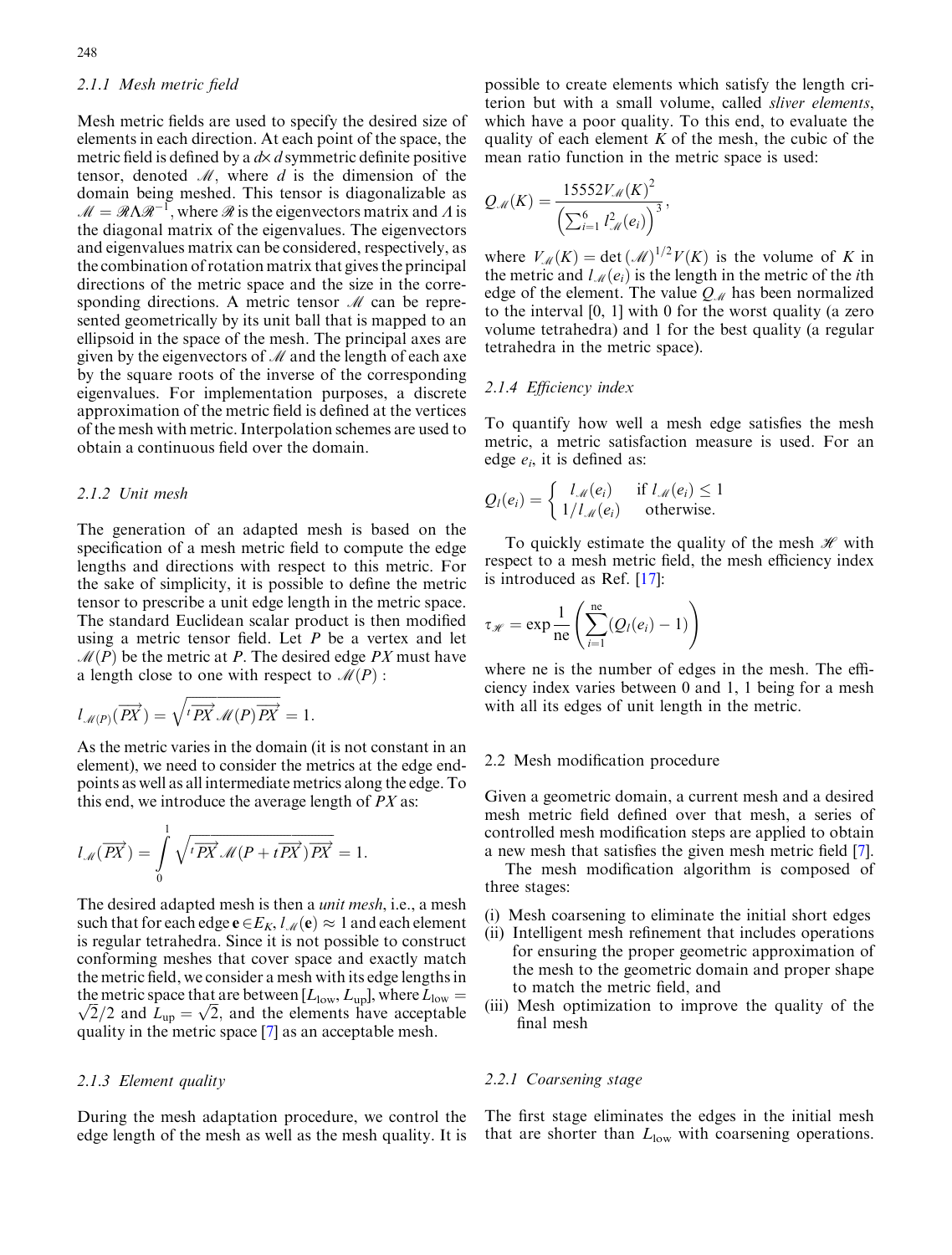#### 2.1.1 Mesh metric field

Mesh metric fields are used to specify the desired size of elements in each direction. At each point of the space, the metric field is defined by a $d \times d$ symmetric definite positive tensor, denoted $\mathcal{M}$, where $d$ is the dimension of the domain being meshed. This tensor is diagonalizable as $\mathcal{M} = \mathcal{R}\Lambda\mathcal{R}^{-1}$, where $\mathcal{R}$ is the eigenvectors matrix and $\Lambda$ is the diagonal matrix of the eigenvalues. The eigenvectors and eigenvalues matrix can be considered, respectively, as the combination of rotation matrix that gives the principal directions of the metric space and the size in the corresponding directions. A metric tensor $\mathcal{M}$ can be represented geometrically by its unit ball that is mapped to an ellipsoid in the space of the mesh. The principal axes are given by the eigenvectors of $\mathcal{M}$ and the length of each axe by the square roots of the inverse of the corresponding eigenvalues. For implementation purposes, a discrete approximation of the metric field is defined at the vertices of the mesh with metric. Interpolation schemes are used to obtain a continuous field over the domain.

#### 2.1.2 Unit mesh

The generation of an adapted mesh is based on the specification of a mesh metric field to compute the edge lengths and directions with respect to this metric. For the sake of simplicity, it is possible to define the metric tensor to prescribe a unit edge length in the metric space. The standard Euclidean scalar product is then modified using a metric tensor field. Let $P$ be a vertex and let $\mathcal{M}(P)$ be the metric at $P$. The desired edge $PX$ must have a length close to one with respect to $\mathcal{M}(P)$ :

$$l_{\mathcal{M}(P)}(\overrightarrow{PX}) = \sqrt{{}^{t}\overrightarrow{PX}\,\mathcal{M}(P)\overrightarrow{PX}} = 1.$$

As the metric varies in the domain (it is not constant in an element), we need to consider the metrics at the edge endpoints as well as all intermediate metrics along the edge. To this end, we introduce the average length of $PX$ as:

$$l_{\mathcal{M}}(\overrightarrow{PX}) = \int_{0}^{1} \sqrt{{}^{t}\overrightarrow{PX}\,\mathcal{M}(P + t\overrightarrow{PX})\overrightarrow{PX}} = 1.$$

The desired adapted mesh is then a *unit mesh*, i.e., a mesh such that for each edge $\mathbf{e} \in E_K$, $l_{\mathcal{M}}(\mathbf{e}) \approx 1$ and each element is regular tetrahedra. Since it is not possible to construct conforming meshes that cover space and exactly match the metric field, we consider a mesh with its edge lengths in the metric space that are between $[L_{\text{low}}, L_{\text{up}}]$, where $L_{\text{low}} = \sqrt{2}/2$ and $L_{\text{up}} = \sqrt{2}$, and the elements have acceptable quality in the metric space [7] as an acceptable mesh.

#### 2.1.3 Element quality

During the mesh adaptation procedure, we control the edge length of the mesh as well as the mesh quality. It is possible to create elements which satisfy the length criterion but with a small volume, called *sliver elements*, which have a poor quality. To this end, to evaluate the quality of each element $K$ of the mesh, the cubic of the mean ratio function in the metric space is used:

$$Q_{\mathcal{M}}(K) = \frac{15552 V_{\mathcal{M}}(K)^2}{\left(\sum_{i=1}^{6} l_{\mathcal{M}}^2(e_i)\right)^3},$$

where $V_{\mathcal{M}}(K) = \det(\mathcal{M})^{1/2} V(K)$ is the volume of $K$ in the metric and $l_{\mathcal{M}}(e_i)$ is the length in the metric of the $i$th edge of the element. The value $Q_{\mathcal{M}}$ has been normalized to the interval [0, 1] with 0 for the worst quality (a zero volume tetrahedra) and 1 for the best quality (a regular tetrahedra in the metric space).

#### 2.1.4 Efficiency index

To quantify how well a mesh edge satisfies the mesh metric, a metric satisfaction measure is used. For an edge $e_i$, it is defined as:

$$Q_l(e_i) = \begin{cases} l_{\mathcal{M}}(e_i) & \text{if } l_{\mathcal{M}}(e_i) \le 1 \\ 1/l_{\mathcal{M}}(e_i) & \text{otherwise.} \end{cases}$$

To quickly estimate the quality of the mesh $\mathcal{H}$ with respect to a mesh metric field, the mesh efficiency index is introduced as Ref. [17]:

$$\tau_{\mathcal{H}} = \exp \frac{1}{\text{ne}} \left( \sum_{i=1}^{\text{ne}} (Q_l(e_i) - 1) \right)$$

where ne is the number of edges in the mesh. The efficiency index varies between 0 and 1, 1 being for a mesh with all its edges of unit length in the metric.

### 2.2 Mesh modification procedure

Given a geometric domain, a current mesh and a desired mesh metric field defined over that mesh, a series of controlled mesh modification steps are applied to obtain a new mesh that satisfies the given mesh metric field [7].

The mesh modification algorithm is composed of three stages:

(i) Mesh coarsening to eliminate the initial short edges
(ii) Intelligent mesh refinement that includes operations for ensuring the proper geometric approximation of the mesh to the geometric domain and proper shape to match the metric field, and
(iii) Mesh optimization to improve the quality of the final mesh

#### 2.2.1 Coarsening stage

The first stage eliminates the edges in the initial mesh that are shorter than $L_{\text{low}}$ with coarsening operations.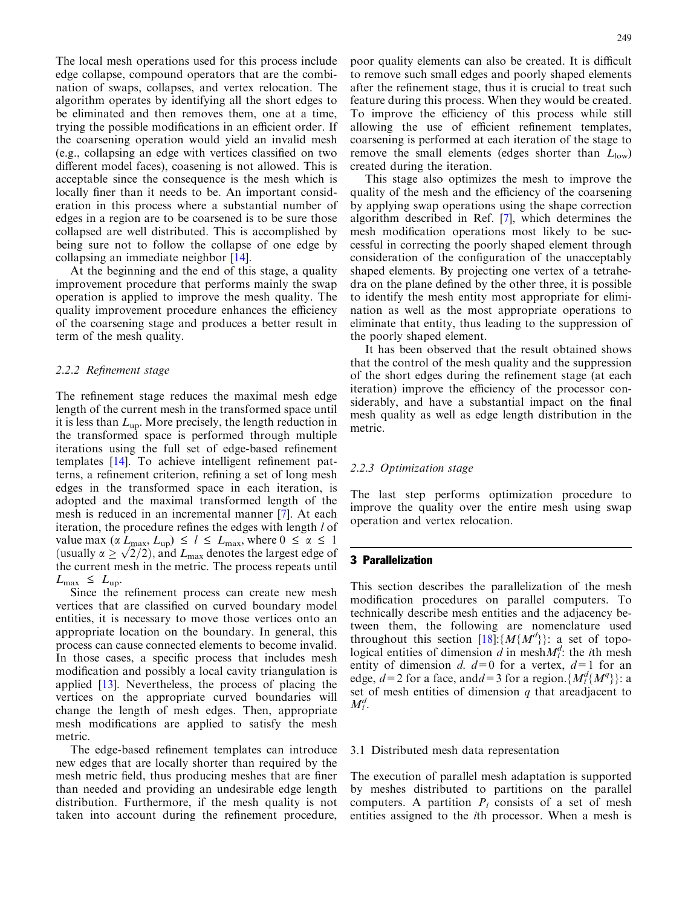The local mesh operations used for this process include edge collapse, compound operators that are the combination of swaps, collapses, and vertex relocation. The algorithm operates by identifying all the short edges to be eliminated and then removes them, one at a time, trying the possible modifications in an efficient order. If the coarsening operation would yield an invalid mesh (e.g., collapsing an edge with vertices classified on two different model faces), coasening is not allowed. This is acceptable since the consequence is the mesh which is locally finer than it needs to be. An important consideration in this process where a substantial number of edges in a region are to be coarsened is to be sure those collapsed are well distributed. This is accomplished by being sure not to follow the collapse of one edge by collapsing an immediate neighbor [14].

At the beginning and the end of this stage, a quality improvement procedure that performs mainly the swap operation is applied to improve the mesh quality. The quality improvement procedure enhances the efficiency of the coarsening stage and produces a better result in term of the mesh quality.

#### 2.2.2 Refinement stage

The refinement stage reduces the maximal mesh edge length of the current mesh in the transformed space until it is less than $L_{\text{up}}$. More precisely, the length reduction in the transformed space is performed through multiple iterations using the full set of edge-based refinement templates [14]. To achieve intelligent refinement patterns, a refinement criterion, refining a set of long mesh edges in the transformed space in each iteration, is adopted and the maximal transformed length of the mesh is reduced in an incremental manner [7]. At each iteration, the procedure refines the edges with length $l$ of value $\max(\alpha L_{\max}, L_{\text{up}}) \leq l \leq L_{\max}$, where $0 \leq \alpha \leq 1$ (usually $\alpha \geq \sqrt{2}/2$), and $L_{\max}$ denotes the largest edge of the current mesh in the metric. The process repeats until $L_{\max} \leq L_{\text{up}}$.

Since the refinement process can create new mesh vertices that are classified on curved boundary model entities, it is necessary to move those vertices onto an appropriate location on the boundary. In general, this process can cause connected elements to become invalid. In those cases, a specific process that includes mesh modification and possibly a local cavity triangulation is applied [13]. Nevertheless, the process of placing the vertices on the appropriate curved boundaries will change the length of mesh edges. Then, appropriate mesh modifications are applied to satisfy the mesh metric.

The edge-based refinement templates can introduce new edges that are locally shorter than required by the mesh metric field, thus producing meshes that are finer than needed and providing an undesirable edge length distribution. Furthermore, if the mesh quality is not taken into account during the refinement procedure, poor quality elements can also be created. It is difficult to remove such small edges and poorly shaped elements after the refinement stage, thus it is crucial to treat such feature during this process. When they would be created. To improve the efficiency of this process while still allowing the use of efficient refinement templates, coarsening is performed at each iteration of the stage to remove the small elements (edges shorter than $L_{\text{low}}$) created during the iteration.

This stage also optimizes the mesh to improve the quality of the mesh and the efficiency of the coarsening by applying swap operations using the shape correction algorithm described in Ref. [7], which determines the mesh modification operations most likely to be successful in correcting the poorly shaped element through consideration of the configuration of the unacceptably shaped elements. By projecting one vertex of a tetrahedra on the plane defined by the other three, it is possible to identify the mesh entity most appropriate for elimination as well as the most appropriate operations to eliminate that entity, thus leading to the suppression of the poorly shaped element.

It has been observed that the result obtained shows that the control of the mesh quality and the suppression of the short edges during the refinement stage (at each iteration) improve the efficiency of the processor considerably, and have a substantial impact on the final mesh quality as well as edge length distribution in the metric.

#### 2.2.3 Optimization stage

The last step performs optimization procedure to improve the quality over the entire mesh using swap operation and vertex relocation.

## 3 Parallelization

This section describes the parallelization of the mesh modification procedures on parallel computers. To technically describe mesh entities and the adjacency between them, the following are nomenclature used throughout this section [18]: $\{M\{M^d\}\}$: a set of topological entities of dimension $d$ in mesh $M_i^d$: the $i$th mesh entity of dimension $d$. $d=0$ for a vertex, $d=1$ for an edge, $d=2$ for a face, and $d=3$ for a region. $\{M_i^d\{M^q\}\}$: a set of mesh entities of dimension $q$ that are adjacent to $M_i^d$.

### 3.1 Distributed mesh data representation

The execution of parallel mesh adaptation is supported by meshes distributed to partitions on the parallel computers. A partition $P_i$ consists of a set of mesh entities assigned to the $i$th processor. When a mesh is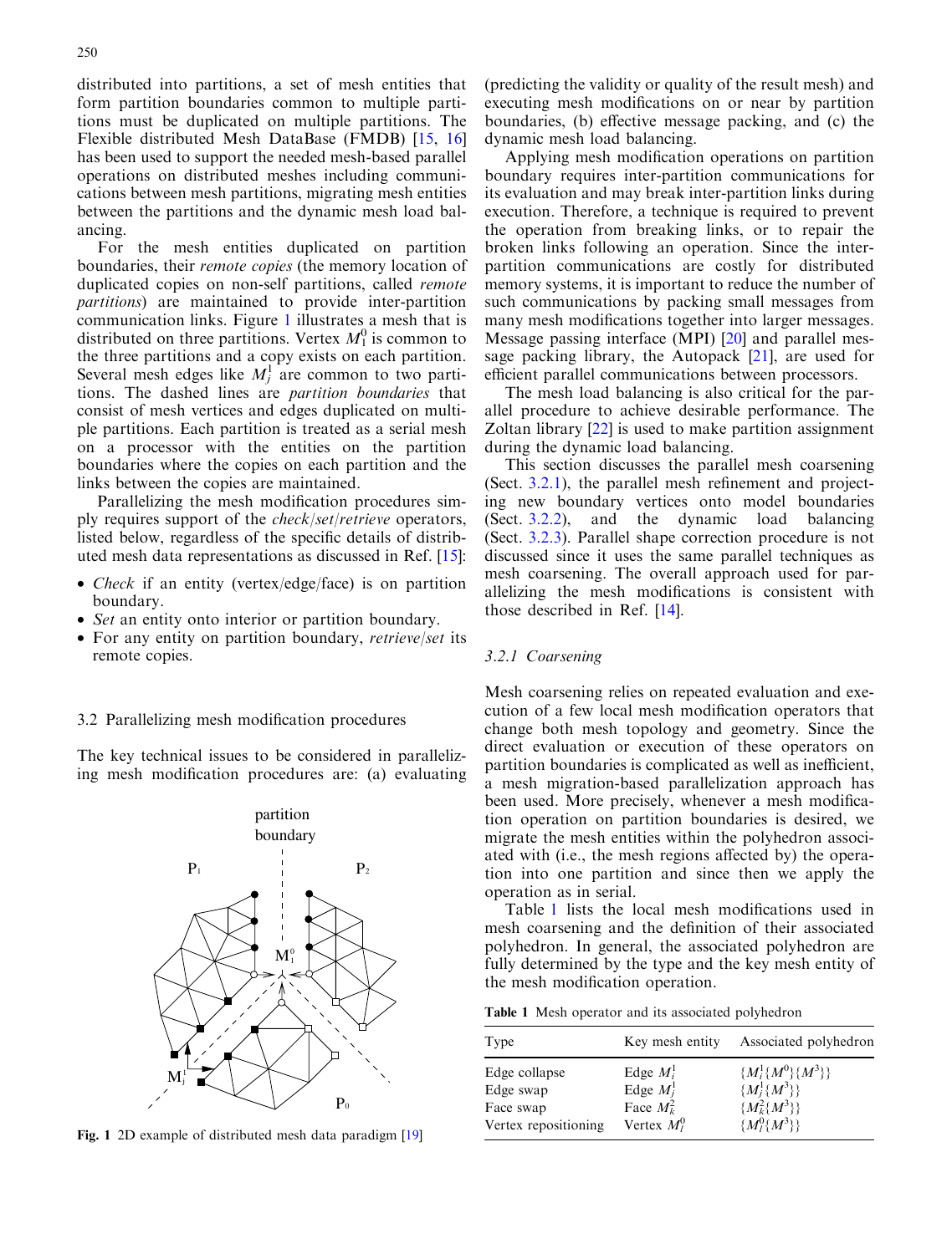distributed into partitions, a set of mesh entities that form partition boundaries common to multiple partitions must be duplicated on multiple partitions. The Flexible distributed Mesh DataBase (FMDB) [15, 16] has been used to support the needed mesh-based parallel operations on distributed meshes including communications between mesh partitions, migrating mesh entities between the partitions and the dynamic mesh load balancing.

For the mesh entities duplicated on partition boundaries, their *remote copies* (the memory location of duplicated copies on non-self partitions, called *remote partitions*) are maintained to provide inter-partition communication links. Figure 1 illustrates a mesh that is distributed on three partitions. Vertex $M_1^0$ is common to the three partitions and a copy exists on each partition. Several mesh edges like $M_j^1$ are common to two partitions. The dashed lines are *partition boundaries* that consist of mesh vertices and edges duplicated on multiple partitions. Each partition is treated as a serial mesh on a processor with the entities on the partition boundaries where the copies on each partition and the links between the copies are maintained.

Parallelizing the mesh modification procedures simply requires support of the *check/set/retrieve* operators, listed below, regardless of the specific details of distributed mesh data representations as discussed in Ref. [15]:

- *Check* if an entity (vertex/edge/face) is on partition boundary.
- *Set* an entity onto interior or partition boundary.
- For any entity on partition boundary, *retrieve/set* its remote copies.

### 3.2 Parallelizing mesh modification procedures

The key technical issues to be considered in parallelizing mesh modification procedures are: (a) evaluating (predicting the validity or quality of the result mesh) and executing mesh modifications on or near by partition boundaries, (b) effective message packing, and (c) the dynamic mesh load balancing.

Fig. 1 2D example of distributed mesh data paradigm [19]

Applying mesh modification operations on partition boundary requires inter-partition communications for its evaluation and may break inter-partition links during execution. Therefore, a technique is required to prevent the operation from breaking links, or to repair the broken links following an operation. Since the inter-partition communications are costly for distributed memory systems, it is important to reduce the number of such communications by packing small messages from many mesh modifications together into larger messages. Message passing interface (MPI) [20] and parallel message packing library, the Autopack [21], are used for efficient parallel communications between processors.

The mesh load balancing is also critical for the parallel procedure to achieve desirable performance. The Zoltan library [22] is used to make partition assignment during the dynamic load balancing.

This section discusses the parallel mesh coarsening (Sect. 3.2.1), the parallel mesh refinement and projecting new boundary vertices onto model boundaries (Sect. 3.2.2), and the dynamic load balancing (Sect. 3.2.3). Parallel shape correction procedure is not discussed since it uses the same parallel techniques as mesh coarsening. The overall approach used for parallelizing the mesh modifications is consistent with those described in Ref. [14].

#### 3.2.1 Coarsening

Mesh coarsening relies on repeated evaluation and execution of a few local mesh modification operators that change both mesh topology and geometry. Since the direct evaluation or execution of these operators on partition boundaries is complicated as well as inefficient, a mesh migration-based parallelization approach has been used. More precisely, whenever a mesh modification operation on partition boundaries is desired, we migrate the mesh entities within the polyhedron associated with (i.e., the mesh regions affected by) the operation into one partition and since then we apply the operation as in serial.

Table 1 lists the local mesh modifications used in mesh coarsening and the definition of their associated polyhedron. In general, the associated polyhedron are fully determined by the type and the key mesh entity of the mesh modification operation.

Table 1 Mesh operator and its associated polyhedron

| Type | Key mesh entity | Associated polyhedron |
|---|---|---|
| Edge collapse | Edge $M_i^1$ | $\{M_i^1\{M^0\}\{M^3\}\}$ |
| Edge swap | Edge $M_j^1$ | $\{M_j^1\{M^3\}\}$ |
| Face swap | Face $M_k^2$ | $\{M_k^2\{M^3\}\}$ |
| Vertex repositioning | Vertex $M_l^0$ | $\{M_l^0\{M^3\}\}$ |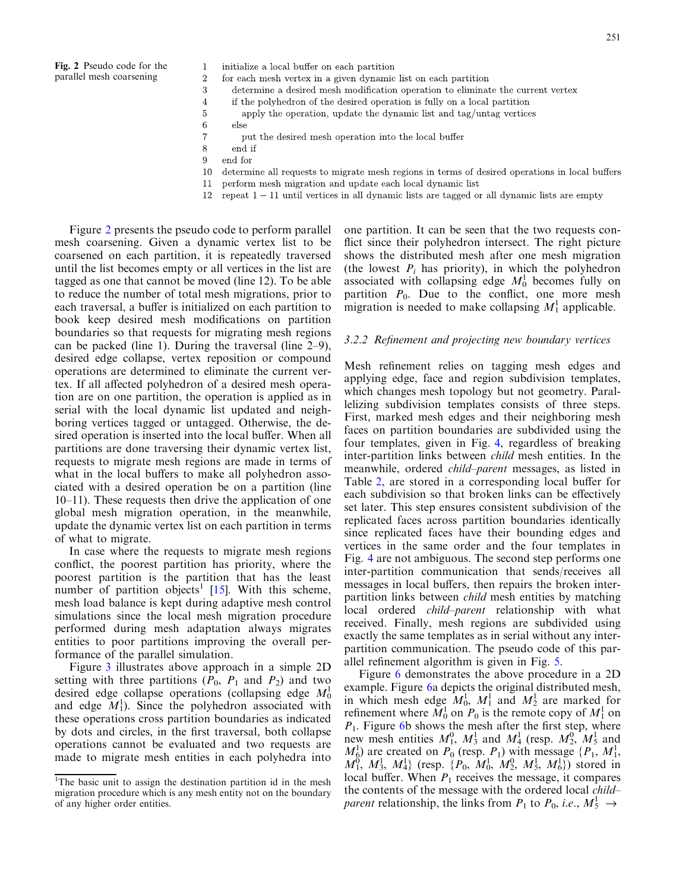**Fig. 2** Pseudo code for the parallel mesh coarsening

```
1   initialize a local buffer on each partition
2   for each mesh vertex in a given dynamic list on each partition
3      determine a desired mesh modification operation to eliminate the current vertex
4      if the polyhedron of the desired operation is fully on a local partition
5         apply the operation, update the dynamic list and tag/untag vertices
6      else
7         put the desired mesh operation into the local buffer
8      end if
9   end for
10  determine all requests to migrate mesh regions in terms of desired operations in local buffers
11  perform mesh migration and update each local dynamic list
12  repeat 1 − 11 until vertices in all dynamic lists are tagged or all dynamic lists are empty
```

Figure 2 presents the pseudo code to perform parallel mesh coarsening. Given a dynamic vertex list to be coarsened on each partition, it is repeatedly traversed until the list becomes empty or all vertices in the list are tagged as one that cannot be moved (line 12). To be able to reduce the number of total mesh migrations, prior to each traversal, a buffer is initialized on each partition to book keep desired mesh modifications on partition boundaries so that requests for migrating mesh regions can be packed (line 1). During the traversal (line 2–9), desired edge collapse, vertex reposition or compound operations are determined to eliminate the current vertex. If all affected polyhedron of a desired mesh operation are on one partition, the operation is applied as in serial with the local dynamic list updated and neighboring vertices tagged or untagged. Otherwise, the desired operation is inserted into the local buffer. When all partitions are done traversing their dynamic vertex list, requests to migrate mesh regions are made in terms of what in the local buffers to make all polyhedron associated with a desired operation be on a partition (line 10–11). These requests then drive the application of one global mesh migration operation, in the meanwhile, update the dynamic vertex list on each partition in terms of what to migrate.

In case where the requests to migrate mesh regions conflict, the poorest partition has priority, where the poorest partition is the partition that has the least number of partition objects[1] [15]. With this scheme, mesh load balance is kept during adaptive mesh control simulations since the local mesh migration procedure performed during mesh adaptation always migrates entities to poor partitions improving the overall performance of the parallel simulation.

Figure 3 illustrates above approach in a simple 2D setting with three partitions ($P_0$, $P_1$ and $P_2$) and two desired edge collapse operations (collapsing edge $M_0^1$ and edge $M_1^1$). Since the polyhedron associated with these operations cross partition boundaries as indicated by dots and circles, in the first traversal, both collapse operations cannot be evaluated and two requests are made to migrate mesh entities in each polyhedra into one partition. It can be seen that the two requests conflict since their polyhedron intersect. The right picture shows the distributed mesh after one mesh migration (the lowest $P_i$ has priority), in which the polyhedron associated with collapsing edge $M_0^1$ becomes fully on partition $P_0$. Due to the conflict, one more mesh migration is needed to make collapsing $M_1^1$ applicable.

[1] The basic unit to assign the destination partition id in the mesh migration procedure which is any mesh entity not on the boundary of any higher order entities.

### 3.2.2 Refinement and projecting new boundary vertices

Mesh refinement relies on tagging mesh edges and applying edge, face and region subdivision templates, which changes mesh topology but not geometry. Parallelizing subdivision templates consists of three steps. First, marked mesh edges and their neighboring mesh faces on partition boundaries are subdivided using the four templates, given in Fig. 4, regardless of breaking inter-partition links between *child* mesh entities. In the meanwhile, ordered *child–parent* messages, as listed in Table 2, are stored in a corresponding local buffer for each subdivision so that broken links can be effectively set later. This step ensures consistent subdivision of the replicated faces across partition boundaries identically since replicated faces have their bounding edges and vertices in the same order and the four templates in Fig. 4 are not ambiguous. The second step performs one inter-partition communication that sends/receives all messages in local buffers, then repairs the broken inter-partition links between *child* mesh entities by matching local ordered *child–parent* relationship with what received. Finally, mesh regions are subdivided using exactly the same templates as in serial without any inter-partition communication. The pseudo code of this parallel refinement algorithm is given in Fig. 5.

Figure 6 demonstrates the above procedure in a 2D example. Figure 6a depicts the original distributed mesh, in which mesh edge $M_0^1$, $M_1^1$ and $M_2^1$ are marked for refinement where $M_0^1$ on $P_0$ is the remote copy of $M_1^1$ on $P_1$. Figure 6b shows the mesh after the first step, where new mesh entities $M_1^0$, $M_3^1$ and $M_4^1$ (resp. $M_2^0$, $M_5^1$ and $M_6^1$) are created on $P_0$ (resp. $P_1$) with message $\{P_1, M_1^1, M_1^0, M_3^1, M_4^1\}$ (resp. $\{P_0, M_0^1, M_2^0, M_5^1, M_6^1\}$) stored in local buffer. When $P_1$ receives the message, it compares the contents of the message with the ordered local *child–parent* relationship, the links from $P_1$ to $P_0$, *i.e.*, $M_5^1 \rightarrow$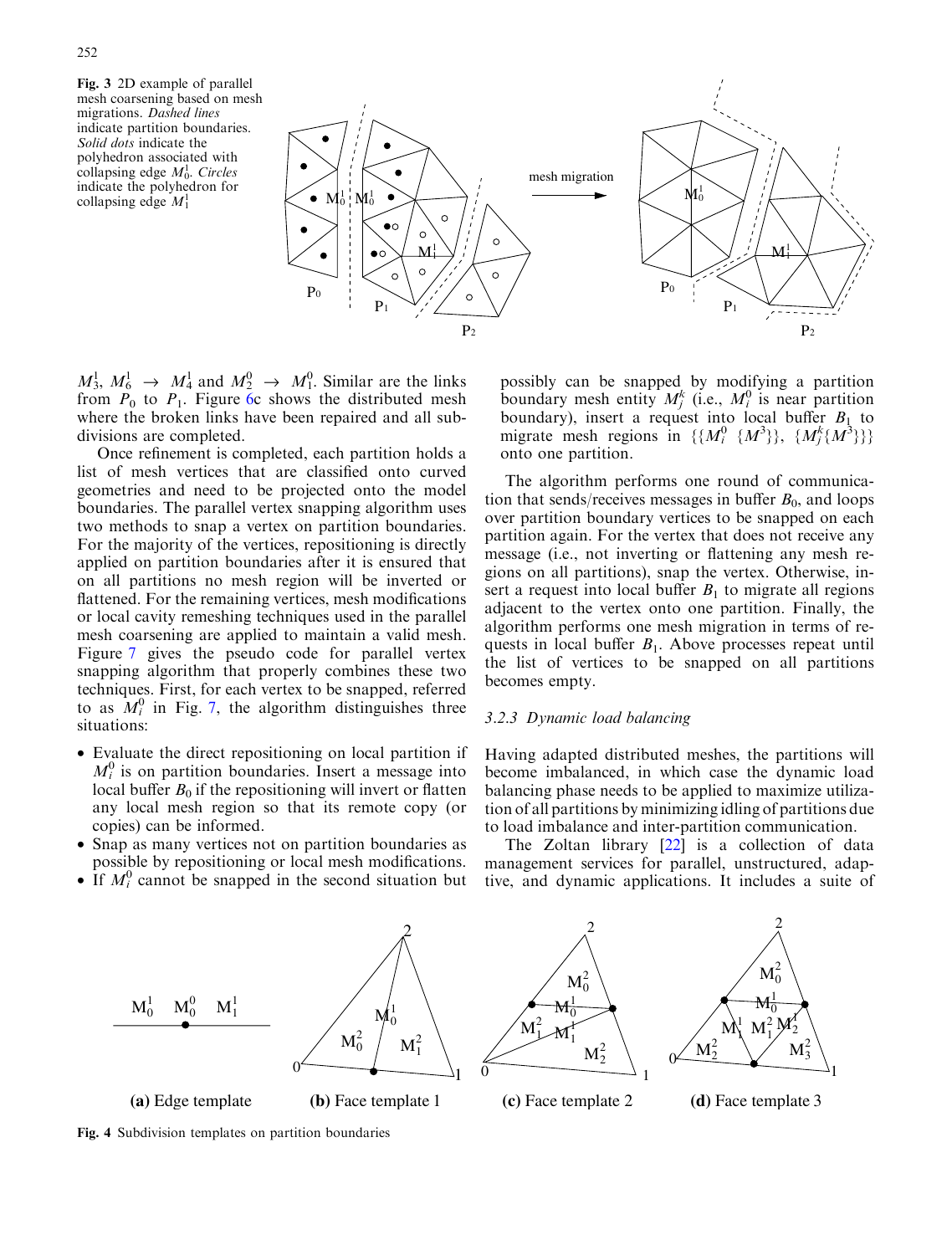Fig. 3 2D example of parallel mesh coarsening based on mesh migrations. *Dashed lines* indicate partition boundaries. *Solid dots* indicate the polyhedron associated with collapsing edge $M_0^1$. *Circles* indicate the polyhedron for collapsing edge $M_1^1$

$M_3^1$, $M_6^1 \rightarrow M_4^1$ and $M_2^0 \rightarrow M_1^0$. Similar are the links from $P_0$ to $P_1$. Figure 6c shows the distributed mesh where the broken links have been repaired and all subdivisions are completed.

Once refinement is completed, each partition holds a list of mesh vertices that are classified onto curved geometries and need to be projected onto the model boundaries. The parallel vertex snapping algorithm uses two methods to snap a vertex on partition boundaries. For the majority of the vertices, repositioning is directly applied on partition boundaries after it is ensured that on all partitions no mesh region will be inverted or flattened. For the remaining vertices, mesh modifications or local cavity remeshing techniques used in the parallel mesh coarsening are applied to maintain a valid mesh. Figure 7 gives the pseudo code for parallel vertex snapping algorithm that properly combines these two techniques. First, for each vertex to be snapped, referred to as $M_i^0$ in Fig. 7, the algorithm distinguishes three situations:

- Evaluate the direct repositioning on local partition if $M_i^0$ is on partition boundaries. Insert a message into local buffer $B_0$ if the repositioning will invert or flatten any local mesh region so that its remote copy (or copies) can be informed.
- Snap as many vertices not on partition boundaries as possible by repositioning or local mesh modifications.
- If $M_i^0$ cannot be snapped in the second situation but possibly can be snapped by modifying a partition boundary mesh entity $M_j^k$ (i.e., $M_i^0$ is near partition boundary), insert a request into local buffer $B_1$ to migrate mesh regions in $\{\{M_i^0\ \{M^3\}\},\ \{M_j^k\{M^3\}\}\}$ onto one partition.

The algorithm performs one round of communication that sends/receives messages in buffer $B_0$, and loops over partition boundary vertices to be snapped on each partition again. For the vertex that does not receive any message (i.e., not inverting or flattening any mesh regions on all partitions), snap the vertex. Otherwise, insert a request into local buffer $B_1$ to migrate all regions adjacent to the vertex onto one partition. Finally, the algorithm performs one mesh migration in terms of requests in local buffer $B_1$. Above processes repeat until the list of vertices to be snapped on all partitions becomes empty.

### 3.2.3 Dynamic load balancing

Having adapted distributed meshes, the partitions will become imbalanced, in which case the dynamic load balancing phase needs to be applied to maximize utilization of all partitions by minimizing idling of partitions due to load imbalance and inter-partition communication.

The Zoltan library [22] is a collection of data management services for parallel, unstructured, adaptive, and dynamic applications. It includes a suite of

(a) Edge template (b) Face template 1 (c) Face template 2 (d) Face template 3

Fig. 4 Subdivision templates on partition boundaries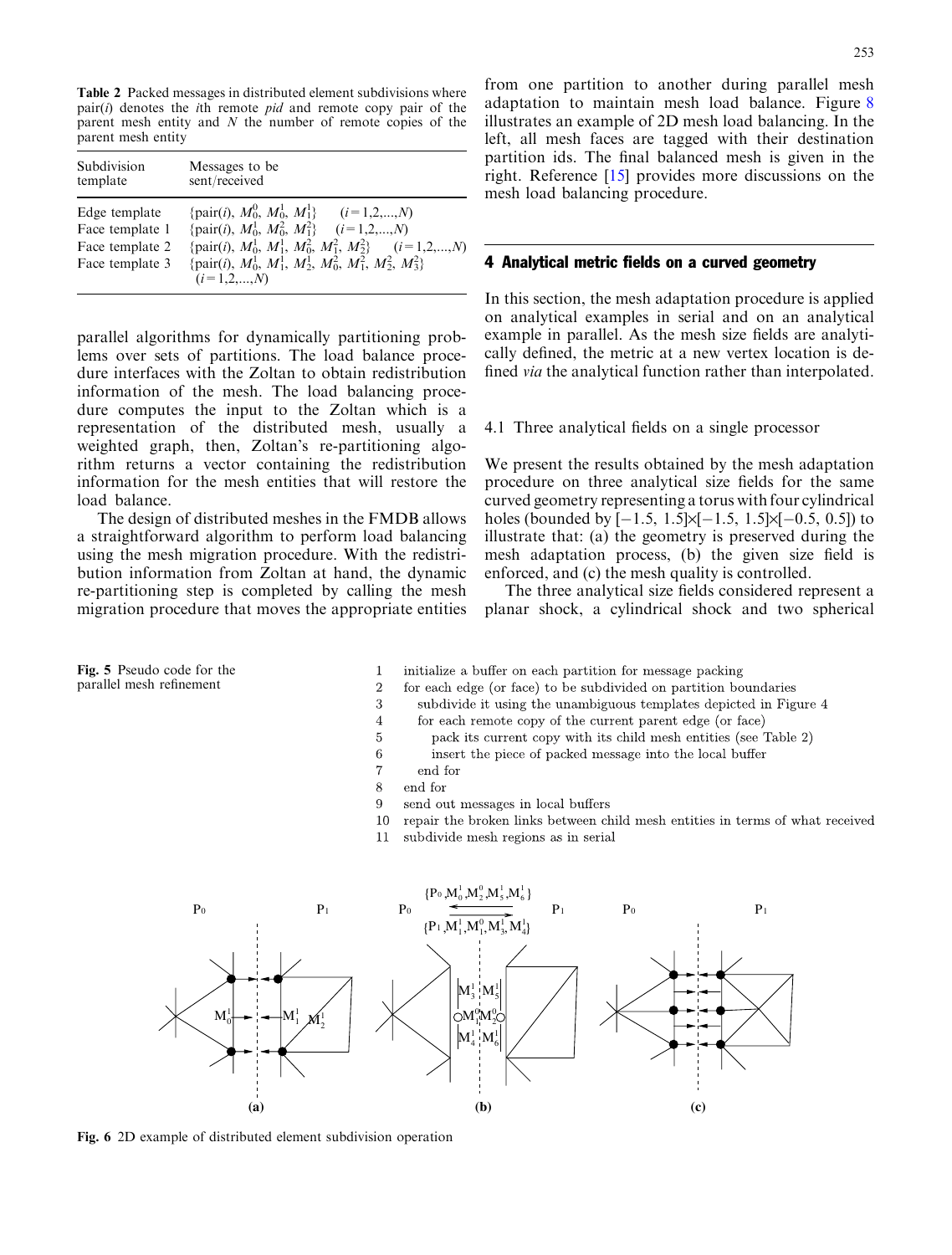**Table 2** Packed messages in distributed element subdivisions where pair(*i*) denotes the *i*th remote *pid* and remote copy pair of the parent mesh entity and *N* the number of remote copies of the parent mesh entity

| Subdivision template | Messages to be sent/received |
|---|---|
| Edge template | {pair(*i*), $M_0^0$, $M_0^1$, $M_1^1$}  ($i$=1,2,...,$N$) |
| Face template 1 | {pair(*i*), $M_0^1$, $M_0^2$, $M_1^2$}  ($i$=1,2,...,$N$) |
| Face template 2 | {pair(*i*), $M_0^1$, $M_1^1$, $M_0^2$, $M_1^2$, $M_2^2$}  ($i$=1,2,...,$N$) |
| Face template 3 | {pair(*i*), $M_0^1$, $M_1^1$, $M_2^1$, $M_0^2$, $M_1^2$, $M_2^2$, $M_3^2$} ($i$=1,2,...,$N$) |

parallel algorithms for dynamically partitioning problems over sets of partitions. The load balance procedure interfaces with the Zoltan to obtain redistribution information of the mesh. The load balancing procedure computes the input to the Zoltan which is a representation of the distributed mesh, usually a weighted graph, then, Zoltan's re-partitioning algorithm returns a vector containing the redistribution information for the mesh entities that will restore the load balance.

The design of distributed meshes in the FMDB allows a straightforward algorithm to perform load balancing using the mesh migration procedure. With the redistribution information from Zoltan at hand, the dynamic re-partitioning step is completed by calling the mesh migration procedure that moves the appropriate entities from one partition to another during parallel mesh adaptation to maintain mesh load balance. Figure 8 illustrates an example of 2D mesh load balancing. In the left, all mesh faces are tagged with their destination partition ids. The final balanced mesh is given in the right. Reference [15] provides more discussions on the mesh load balancing procedure.

## 4 Analytical metric fields on a curved geometry

In this section, the mesh adaptation procedure is applied on analytical examples in serial and on an analytical example in parallel. As the mesh size fields are analytically defined, the metric at a new vertex location is defined *via* the analytical function rather than interpolated.

### 4.1 Three analytical fields on a single processor

We present the results obtained by the mesh adaptation procedure on three analytical size fields for the same curved geometry representing a torus with four cylindrical holes (bounded by [−1.5, 1.5]×[−1.5, 1.5]×[−0.5, 0.5]) to illustrate that: (a) the geometry is preserved during the mesh adaptation process, (b) the given size field is enforced, and (c) the mesh quality is controlled.

The three analytical size fields considered represent a planar shock, a cylindrical shock and two spherical

**Fig. 5** Pseudo code for the parallel mesh refinement

```
1   initialize a buffer on each partition for message packing
2   for each edge (or face) to be subdivided on partition boundaries
3      subdivide it using the unambiguous templates depicted in Figure 4
4      for each remote copy of the current parent edge (or face)
5         pack its current copy with its child mesh entities (see Table 2)
6         insert the piece of packed message into the local buffer
7      end for
8   end for
9   send out messages in local buffers
10  repair the broken links between child mesh entities in terms of what received
11  subdivide mesh regions as in serial
```

**Fig. 6** 2D example of distributed element subdivision operation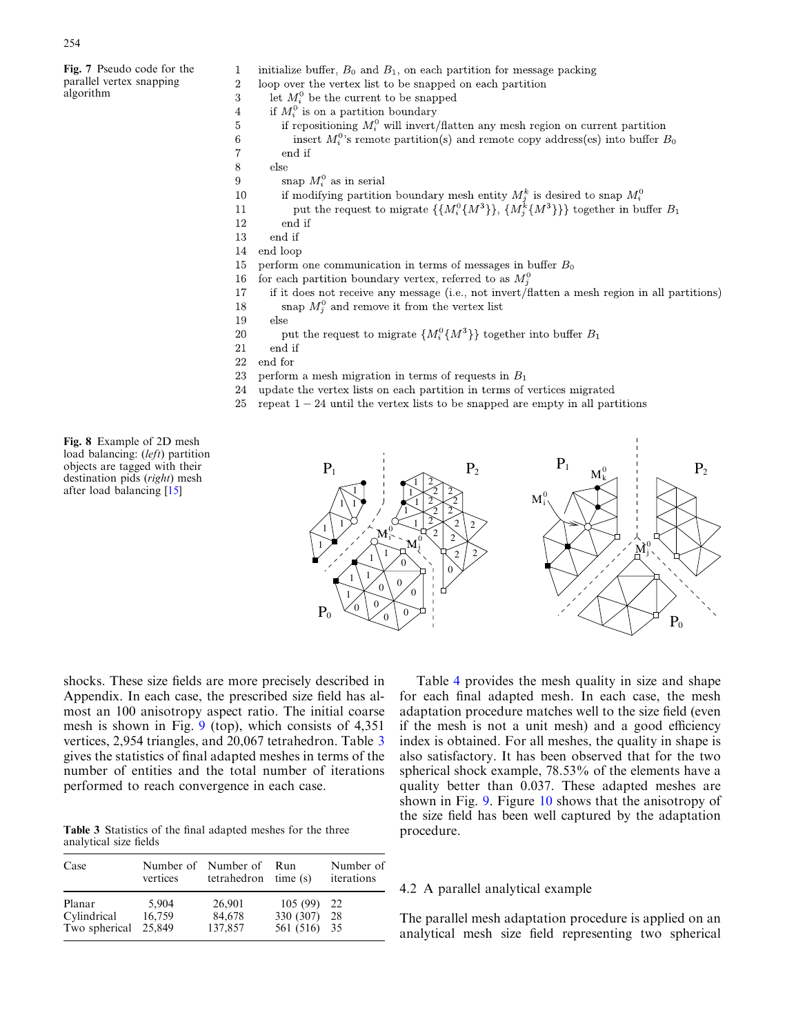**Fig. 7** Pseudo code for the parallel vertex snapping algorithm

```
1   initialize buffer, B_0 and B_1, on each partition for message packing
2   loop over the vertex list to be snapped on each partition
3     let M_i^0 be the current to be snapped
4     if M_i^0 is on a partition boundary
5       if repositioning M_i^0 will invert/flatten any mesh region on current partition
6         insert M_i^0's remote partition(s) and remote copy address(es) into buffer B_0
7       end if
8     else
9       snap M_i^0 as in serial
10      if modifying partition boundary mesh entity M_j^k is desired to snap M_i^0
11        put the request to migrate {{M_i^0{M^3}}, {M_j^k{M^3}}} together in buffer B_1
12      end if
13    end if
14  end loop
15  perform one communication in terms of messages in buffer B_0
16  for each partition boundary vertex, referred to as M_j^0
17    if it does not receive any message (i.e., not invert/flatten a mesh region in all partitions)
18      snap M_j^0 and remove it from the vertex list
19    else
20      put the request to migrate {M_i^0{M^3}} together into buffer B_1
21    end if
22  end for
23  perform a mesh migration in terms of requests in B_1
24  update the vertex lists on each partition in terms of vertices migrated
25  repeat 1 − 24 until the vertex lists to be snapped are empty in all partitions
```

**Fig. 8** Example of 2D mesh load balancing: (*left*) partition objects are tagged with their destination pids (*right*) mesh after load balancing [15]

shocks. These size fields are more precisely described in Appendix. In each case, the prescribed size field has almost an 100 anisotropy aspect ratio. The initial coarse mesh is shown in Fig. 9 (top), which consists of 4,351 vertices, 2,954 triangles, and 20,067 tetrahedron. Table 3 gives the statistics of final adapted meshes in terms of the number of entities and the total number of iterations performed to reach convergence in each case.

**Table 3** Statistics of the final adapted meshes for the three analytical size fields

| Case | Number of vertices | Number of tetrahedron | Run time (s) | Number of iterations |
|---|---|---|---|---|
| Planar | 5,904 | 26,901 | 105 (99) | 22 |
| Cylindrical | 16,759 | 84,678 | 330 (307) | 28 |
| Two spherical | 25,849 | 137,857 | 561 (516) | 35 |

Table 4 provides the mesh quality in size and shape for each final adapted mesh. In each case, the mesh adaptation procedure matches well to the size field (even if the mesh is not a unit mesh) and a good efficiency index is obtained. For all meshes, the quality in shape is also satisfactory. It has been observed that for the two spherical shock example, 78.53% of the elements have a quality better than 0.037. These adapted meshes are shown in Fig. 9. Figure 10 shows that the anisotropy of the size field has been well captured by the adaptation procedure.

### 4.2 A parallel analytical example

The parallel mesh adaptation procedure is applied on an analytical mesh size field representing two spherical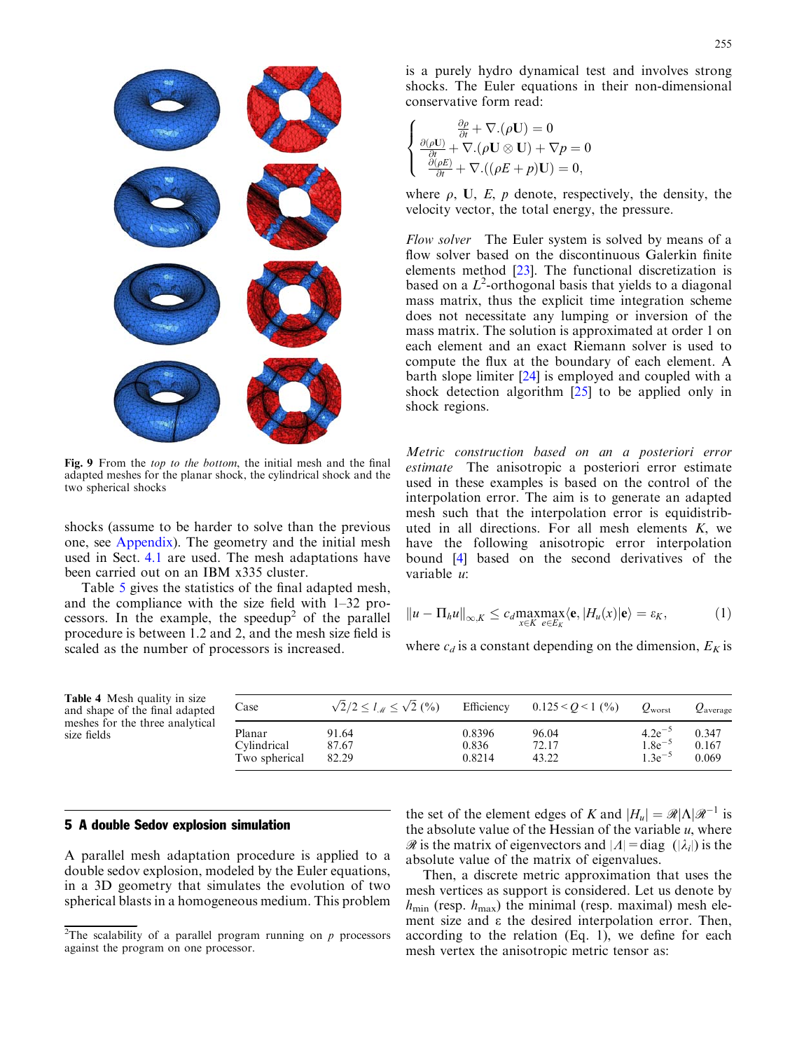Fig. 9 From the *top to the bottom*, the initial mesh and the final adapted meshes for the planar shock, the cylindrical shock and the two spherical shocks

shocks (assume to be harder to solve than the previous one, see Appendix). The geometry and the initial mesh used in Sect. 4.1 are used. The mesh adaptations have been carried out on an IBM x335 cluster.

Table 5 gives the statistics of the final adapted mesh, and the compliance with the size field with 1–32 processors. In the example, the speedup[2] of the parallel procedure is between 1.2 and 2, and the mesh size field is scaled as the number of processors is increased.

**Table 4** Mesh quality in size and shape of the final adapted meshes for the three analytical size fields

| Case | $\sqrt{2}/2 \leq l_{\mathcal{M}} \leq \sqrt{2}$ (%) | Efficiency | $0.125 < Q < 1$ (%) | $Q_{\text{worst}}$ | $Q_{\text{average}}$ |
|---|---|---|---|---|---|
| Planar | 91.64 | 0.8396 | 96.04 | $4.2e^{-5}$ | 0.347 |
| Cylindrical | 87.67 | 0.836 | 72.17 | $1.8e^{-5}$ | 0.167 |
| Two spherical | 82.29 | 0.8214 | 43.22 | $1.3e^{-5}$ | 0.069 |

## 5 A double Sedov explosion simulation

A parallel mesh adaptation procedure is applied to a double sedov explosion, modeled by the Euler equations, in a 3D geometry that simulates the evolution of two spherical blasts in a homogeneous medium. This problem is a purely hydro dynamical test and involves strong shocks. The Euler equations in their non-dimensional conservative form read:

$$
\begin{cases}
\frac{\partial \rho}{\partial t} + \nabla.(\rho \mathbf{U}) = 0 \\
\frac{\partial (\rho \mathbf{U})}{\partial t} + \nabla.(\rho \mathbf{U} \otimes \mathbf{U}) + \nabla p = 0 \\
\frac{\partial (\rho E)}{\partial t} + \nabla.((\rho E + p)\mathbf{U}) = 0,
\end{cases}
$$

where $\rho$, $\mathbf{U}$, $E$, $p$ denote, respectively, the density, the velocity vector, the total energy, the pressure.

*Flow solver* The Euler system is solved by means of a flow solver based on the discontinuous Galerkin finite elements method [23]. The functional discretization is based on a $L^2$-orthogonal basis that yields to a diagonal mass matrix, thus the explicit time integration scheme does not necessitate any lumping or inversion of the mass matrix. The solution is approximated at order 1 on each element and an exact Riemann solver is used to compute the flux at the boundary of each element. A barth slope limiter [24] is employed and coupled with a shock detection algorithm [25] to be applied only in shock regions.

*Metric construction based on an a posteriori error estimate* The anisotropic a posteriori error estimate used in these examples is based on the control of the interpolation error. The aim is to generate an adapted mesh such that the interpolation error is equidistributed in all directions. For all mesh elements $K$, we have the following anisotropic error interpolation bound [4] based on the second derivatives of the variable $u$:

$$
\|u - \Pi_h u\|_{\infty,K} \leq c_d \max_{x \in K} \max_{e \in E_K} \langle \mathbf{e}, |H_u(x)|\mathbf{e}\rangle = \varepsilon_K, \tag{1}
$$

where $c_d$ is a constant depending on the dimension, $E_K$ is the set of the element edges of $K$ and $|H_u| = \mathcal{R}|\Lambda|\mathcal{R}^{-1}$ is the absolute value of the Hessian of the variable $u$, where $\mathcal{R}$ is the matrix of eigenvectors and $|\Lambda| = \text{diag}\ (|\lambda_i|)$ is the absolute value of the matrix of eigenvalues.

Then, a discrete metric approximation that uses the mesh vertices as support is considered. Let us denote by $h_{\min}$ (resp. $h_{\max}$) the minimal (resp. maximal) mesh element size and ε the desired interpolation error. Then, according to the relation (Eq. 1), we define for each mesh vertex the anisotropic metric tensor as:

[2] The scalability of a parallel program running on $p$ processors against the program on one processor.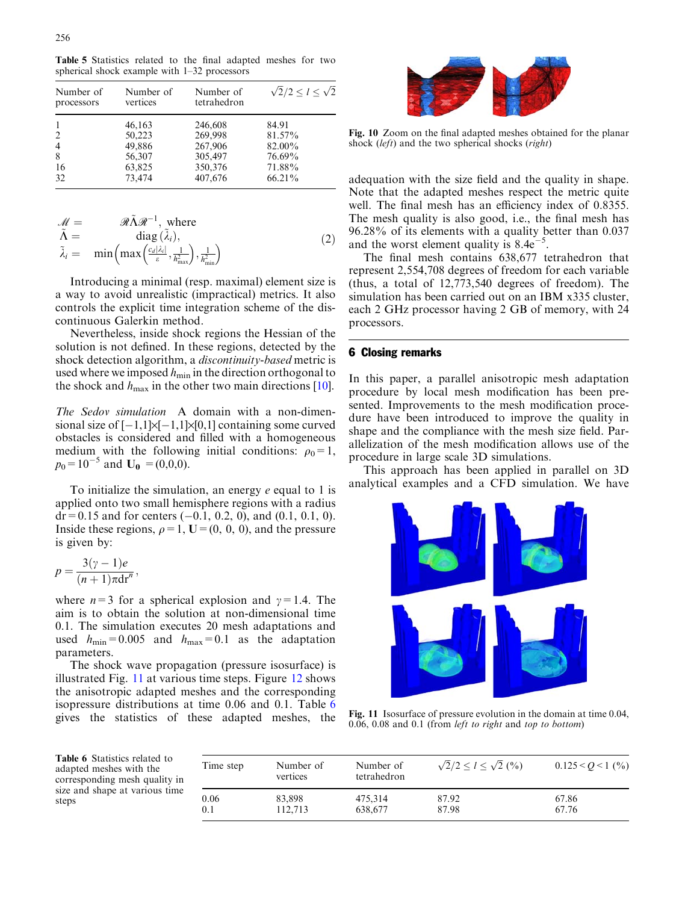**Table 5** Statistics related to the final adapted meshes for two spherical shock example with 1–32 processors

| Number of processors | Number of vertices | Number of tetrahedron | $\sqrt{2}/2 \le l \le \sqrt{2}$ |
|---|---|---|---|
| 1 | 46,163 | 246,608 | 84.91 |
| 2 | 50,223 | 269,998 | 81.57% |
| 4 | 49,886 | 267,906 | 82.00% |
| 8 | 56,307 | 305,497 | 76.69% |
| 16 | 63,825 | 350,376 | 71.88% |
| 32 | 73,474 | 407,676 | 66.21% |

$$
\begin{aligned}
\mathcal{M} &= \mathcal{R}\tilde{\Lambda}\mathcal{R}^{-1}, \text{ where} \\
\tilde{\Lambda} &= \operatorname{diag}(\tilde{\lambda}_i), \\
\tilde{\lambda}_i &= \min\left(\max\left(\frac{c_d|\lambda_i|}{\varepsilon}, \frac{1}{h_{\max}^2}\right), \frac{1}{h_{\min}^2}\right)
\end{aligned}
\tag{2}
$$

Introducing a minimal (resp. maximal) element size is a way to avoid unrealistic (impractical) metrics. It also controls the explicit time integration scheme of the discontinuous Galerkin method.

Nevertheless, inside shock regions the Hessian of the solution is not defined. In these regions, detected by the shock detection algorithm, a *discontinuity-based* metric is used where we imposed $h_{\min}$ in the direction orthogonal to the shock and $h_{\max}$ in the other two main directions [10].

*The Sedov simulation* A domain with a non-dimensional size of $[-1,1]\times[-1,1]\times[0,1]$ containing some curved obstacles is considered and filled with a homogeneous medium with the following initial conditions: $\rho_0 = 1$, $p_0 = 10^{-5}$ and $\mathbf{U_0} = (0,0,0)$.

To initialize the simulation, an energy $e$ equal to 1 is applied onto two small hemisphere regions with a radius $\mathrm{d}r = 0.15$ and for centers $(-0.1, 0.2, 0)$, and $(0.1, 0.1, 0)$. Inside these regions, $\rho = 1$, $\mathbf{U} = (0, 0, 0)$, and the pressure is given by:

$$
p = \frac{3(\gamma - 1)e}{(n+1)\pi \mathrm{d}r^n},
$$

where $n = 3$ for a spherical explosion and $\gamma = 1.4$. The aim is to obtain the solution at non-dimensional time 0.1. The simulation executes 20 mesh adaptations and used $h_{\min} = 0.005$ and $h_{\max} = 0.1$ as the adaptation parameters.

The shock wave propagation (pressure isosurface) is illustrated Fig. 11 at various time steps. Figure 12 shows the anisotropic adapted meshes and the corresponding isopressure distributions at time 0.06 and 0.1. Table 6 gives the statistics of these adapted meshes, the adequation with the size field and the quality in shape. Note that the adapted meshes respect the metric quite well. The final mesh has an efficiency index of 0.8355. The mesh quality is also good, i.e., the final mesh has 96.28% of its elements with a quality better than 0.037 and the worst element quality is $8.4\mathrm{e}^{-5}$.

The final mesh contains 638,677 tetrahedron that represent 2,554,708 degrees of freedom for each variable (thus, a total of 12,773,540 degrees of freedom). The simulation has been carried out on an IBM x335 cluster, each 2 GHz processor having 2 GB of memory, with 24 processors.

**Fig. 10** Zoom on the final adapted meshes obtained for the planar shock (*left*) and the two spherical shocks (*right*)

## 6 Closing remarks

In this paper, a parallel anisotropic mesh adaptation procedure by local mesh modification has been presented. Improvements to the mesh modification procedure have been introduced to improve the quality in shape and the compliance with the mesh size field. Parallelization of the mesh modification allows use of the procedure in large scale 3D simulations.

This approach has been applied in parallel on 3D analytical examples and a CFD simulation. We have

**Fig. 11** Isosurface of pressure evolution in the domain at time 0.04, 0.06, 0.08 and 0.1 (from *left to right* and *top to bottom*)

**Table 6** Statistics related to adapted meshes with the corresponding mesh quality in size and shape at various time steps

| Time step | Number of vertices | Number of tetrahedron | $\sqrt{2}/2 \le l \le \sqrt{2}$ (%) | $0.125 < Q < 1$ (%) |
|---|---|---|---|---|
| 0.06 | 83,898 | 475,314 | 87.92 | 67.86 |
| 0.1 | 112,713 | 638,677 | 87.98 | 67.76 |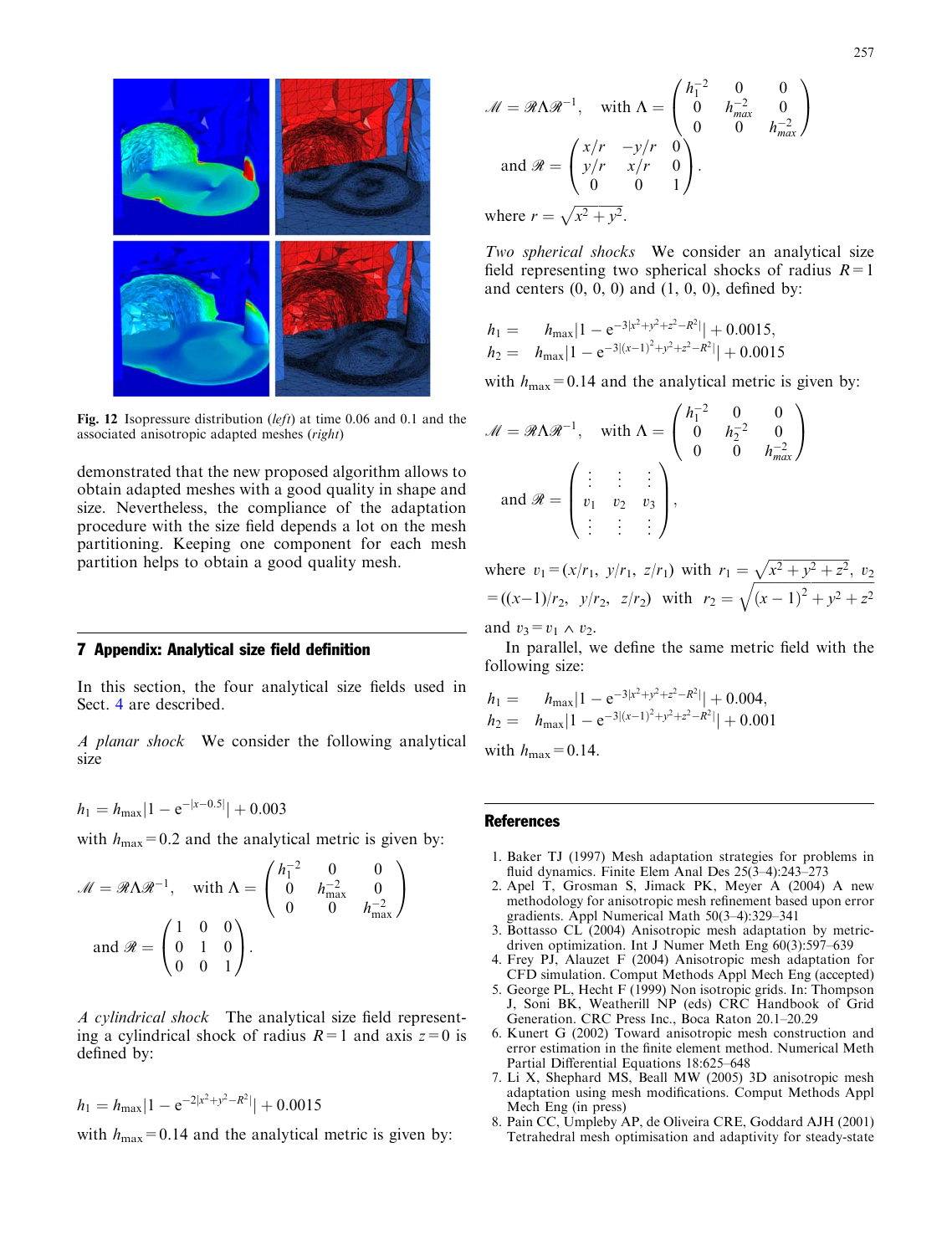Fig. 12 Isopressure distribution (*left*) at time 0.06 and 0.1 and the associated anisotropic adapted meshes (*right*)

demonstrated that the new proposed algorithm allows to obtain adapted meshes with a good quality in shape and size. Nevertheless, the compliance of the adaptation procedure with the size field depends a lot on the mesh partitioning. Keeping one component for each mesh partition helps to obtain a good quality mesh.

## 7 Appendix: Analytical size field definition

In this section, the four analytical size fields used in Sect. 4 are described.

*A planar shock* We consider the following analytical size

$$h_1 = h_{\max}|1 - e^{-|x-0.5|}| + 0.003$$

with $h_{\max} = 0.2$ and the analytical metric is given by:

$$\mathcal{M} = \mathcal{R}\Lambda\mathcal{R}^{-1}, \quad \text{with } \Lambda = \begin{pmatrix} h_1^{-2} & 0 & 0 \\ 0 & h_{\max}^{-2} & 0 \\ 0 & 0 & h_{\max}^{-2} \end{pmatrix}$$
$$\text{and } \mathcal{R} = \begin{pmatrix} 1 & 0 & 0 \\ 0 & 1 & 0 \\ 0 & 0 & 1 \end{pmatrix}.$$

*A cylindrical shock* The analytical size field representing a cylindrical shock of radius $R = 1$ and axis $z = 0$ is defined by:

$$h_1 = h_{\max}|1 - e^{-2|x^2+y^2-R^2|}| + 0.0015$$

with $h_{\max} = 0.14$ and the analytical metric is given by:

$$\mathcal{M} = \mathcal{R}\Lambda\mathcal{R}^{-1}, \quad \text{with } \Lambda = \begin{pmatrix} h_1^{-2} & 0 & 0 \\ 0 & h_{max}^{-2} & 0 \\ 0 & 0 & h_{max}^{-2} \end{pmatrix}$$
$$\text{and } \mathcal{R} = \begin{pmatrix} x/r & -y/r & 0 \\ y/r & x/r & 0 \\ 0 & 0 & 1 \end{pmatrix}.$$

where $r = \sqrt{x^2 + y^2}$.

*Two spherical shocks* We consider an analytical size field representing two spherical shocks of radius $R = 1$ and centers (0, 0, 0) and (1, 0, 0), defined by:

$$h_1 = h_{\max}|1 - e^{-3|x^2+y^2+z^2-R^2|}| + 0.0015,$$
$$h_2 = h_{\max}|1 - e^{-3|(x-1)^2+y^2+z^2-R^2|}| + 0.0015$$

with $h_{\max} = 0.14$ and the analytical metric is given by:

$$\mathcal{M} = \mathcal{R}\Lambda\mathcal{R}^{-1}, \quad \text{with } \Lambda = \begin{pmatrix} h_1^{-2} & 0 & 0 \\ 0 & h_2^{-2} & 0 \\ 0 & 0 & h_{max}^{-2} \end{pmatrix}$$
$$\text{and } \mathcal{R} = \begin{pmatrix} \vdots & \vdots & \vdots \\ v_1 & v_2 & v_3 \\ \vdots & \vdots & \vdots \end{pmatrix},$$

where $v_1 = (x/r_1,\ y/r_1,\ z/r_1)$ with $r_1 = \sqrt{x^2 + y^2 + z^2}$, $v_2 = ((x-1)/r_2,\ y/r_2,\ z/r_2)$ with $r_2 = \sqrt{(x-1)^2 + y^2 + z^2}$ and $v_3 = v_1 \wedge v_2$.

In parallel, we define the same metric field with the following size:

$$h_1 = h_{\max}|1 - e^{-3|x^2+y^2+z^2-R^2|}| + 0.004,$$
$$h_2 = h_{\max}|1 - e^{-3|(x-1)^2+y^2+z^2-R^2|}| + 0.001$$

with $h_{\max} = 0.14$.

## References

1. Baker TJ (1997) Mesh adaptation strategies for problems in fluid dynamics. Finite Elem Anal Des 25(3–4):243–273
2. Apel T, Grosman S, Jimack PK, Meyer A (2004) A new methodology for anisotropic mesh refinement based upon error gradients. Appl Numerical Math 50(3–4):329–341
3. Bottasso CL (2004) Anisotropic mesh adaptation by metric-driven optimization. Int J Numer Meth Eng 60(3):597–639
4. Frey PJ, Alauzet F (2004) Anisotropic mesh adaptation for CFD simulation. Comput Methods Appl Mech Eng (accepted)
5. George PL, Hecht F (1999) Non isotropic grids. In: Thompson J, Soni BK, Weatherill NP (eds) CRC Handbook of Grid Generation. CRC Press Inc., Boca Raton 20.1–20.29
6. Kunert G (2002) Toward anisotropic mesh construction and error estimation in the finite element method. Numerical Meth Partial Differential Equations 18:625–648
7. Li X, Shephard MS, Beall MW (2005) 3D anisotropic mesh adaptation using mesh modifications. Comput Methods Appl Mech Eng (in press)
8. Pain CC, Umpleby AP, de Oliveira CRE, Goddard AJH (2001) Tetrahedral mesh optimisation and adaptivity for steady-state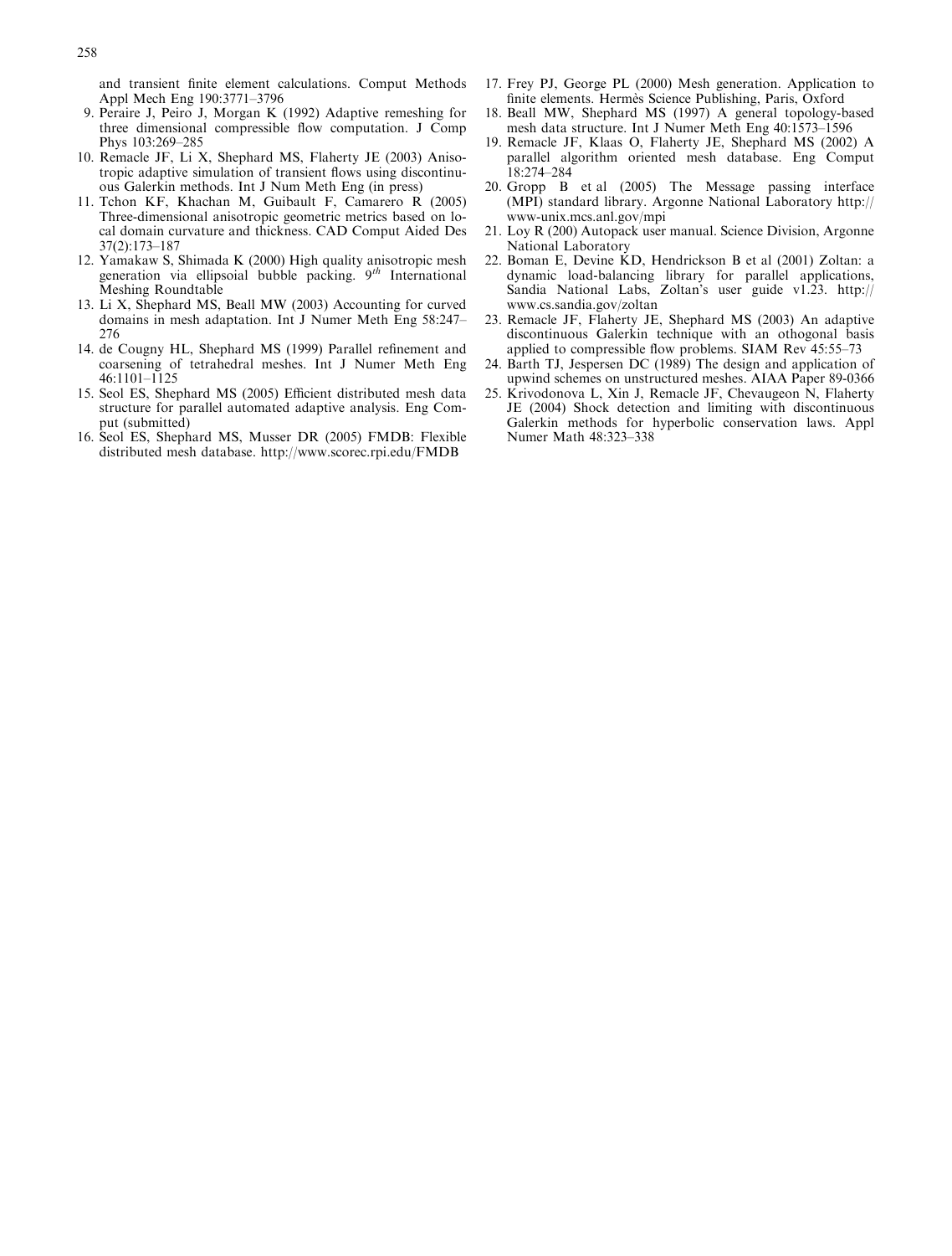and transient finite element calculations. Comput Methods Appl Mech Eng 190:3771–3796

9. Peraire J, Peiro J, Morgan K (1992) Adaptive remeshing for three dimensional compressible flow computation. J Comp Phys 103:269–285
10. Remacle JF, Li X, Shephard MS, Flaherty JE (2003) Anisotropic adaptive simulation of transient flows using discontinuous Galerkin methods. Int J Num Meth Eng (in press)
11. Tchon KF, Khachan M, Guibault F, Camarero R (2005) Three-dimensional anisotropic geometric metrics based on local domain curvature and thickness. CAD Comput Aided Des 37(2):173–187
12. Yamakaw S, Shimada K (2000) High quality anisotropic mesh generation via ellipsoial bubble packing. $9^{th}$ International Meshing Roundtable
13. Li X, Shephard MS, Beall MW (2003) Accounting for curved domains in mesh adaptation. Int J Numer Meth Eng 58:247–276
14. de Cougny HL, Shephard MS (1999) Parallel refinement and coarsening of tetrahedral meshes. Int J Numer Meth Eng 46:1101–1125
15. Seol ES, Shephard MS (2005) Efficient distributed mesh data structure for parallel automated adaptive analysis. Eng Comput (submitted)
16. Seol ES, Shephard MS, Musser DR (2005) FMDB: Flexible distributed mesh database. http://www.scorec.rpi.edu/FMDB
17. Frey PJ, George PL (2000) Mesh generation. Application to finite elements. Hermès Science Publishing, Paris, Oxford
18. Beall MW, Shephard MS (1997) A general topology-based mesh data structure. Int J Numer Meth Eng 40:1573–1596
19. Remacle JF, Klaas O, Flaherty JE, Shephard MS (2002) A parallel algorithm oriented mesh database. Eng Comput 18:274–284
20. Gropp B et al (2005) The Message passing interface (MPI) standard library. Argonne National Laboratory http://www-unix.mcs.anl.gov/mpi
21. Loy R (200) Autopack user manual. Science Division, Argonne National Laboratory
22. Boman E, Devine KD, Hendrickson B et al (2001) Zoltan: a dynamic load-balancing library for parallel applications, Sandia National Labs, Zoltan's user guide v1.23. http://www.cs.sandia.gov/zoltan
23. Remacle JF, Flaherty JE, Shephard MS (2003) An adaptive discontinuous Galerkin technique with an othogonal basis applied to compressible flow problems. SIAM Rev 45:55–73
24. Barth TJ, Jespersen DC (1989) The design and application of upwind schemes on unstructured meshes. AIAA Paper 89-0366
25. Krivodonova L, Xin J, Remacle JF, Chevaugeon N, Flaherty JE (2004) Shock detection and limiting with discontinuous Galerkin methods for hyperbolic conservation laws. Appl Numer Math 48:323–338